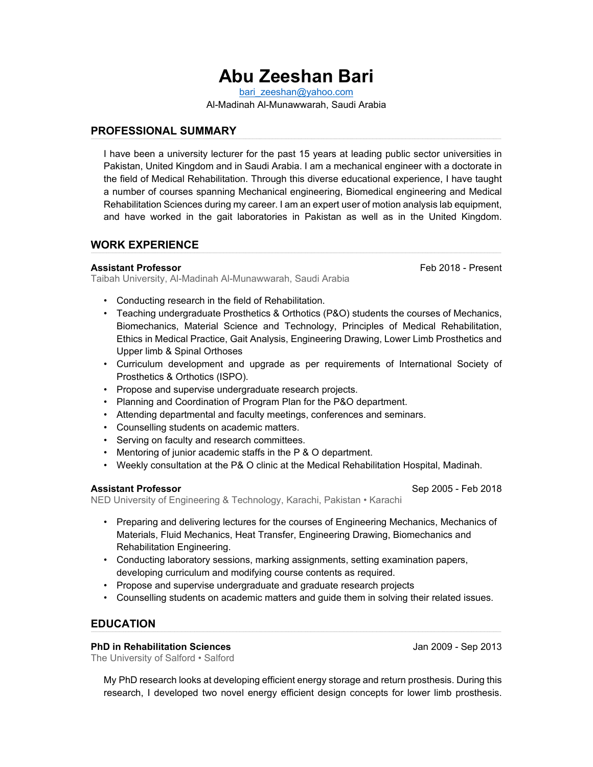# Abu Zeeshan Bari

bari_zeeshan@yahoo.com
Al-Madinah Al-Munawwarah, Saudi Arabia

## PROFESSIONAL SUMMARY

I have been a university lecturer for the past 15 years at leading public sector universities in Pakistan, United Kingdom and in Saudi Arabia. I am a mechanical engineer with a doctorate in the field of Medical Rehabilitation. Through this diverse educational experience, I have taught a number of courses spanning Mechanical engineering, Biomedical engineering and Medical Rehabilitation Sciences during my career. I am an expert user of motion analysis lab equipment, and have worked in the gait laboratories in Pakistan as well as in the United Kingdom.

## WORK EXPERIENCE

**Assistant Professor** — Feb 2018 - Present
Taibah University, Al-Madinah Al-Munawwarah, Saudi Arabia

- Conducting research in the field of Rehabilitation.
- Teaching undergraduate Prosthetics & Orthotics (P&O) students the courses of Mechanics, Biomechanics, Material Science and Technology, Principles of Medical Rehabilitation, Ethics in Medical Practice, Gait Analysis, Engineering Drawing, Lower Limb Prosthetics and Upper limb & Spinal Orthoses
- Curriculum development and upgrade as per requirements of International Society of Prosthetics & Orthotics (ISPO).
- Propose and supervise undergraduate research projects.
- Planning and Coordination of Program Plan for the P&O department.
- Attending departmental and faculty meetings, conferences and seminars.
- Counselling students on academic matters.
- Serving on faculty and research committees.
- Mentoring of junior academic staffs in the P & O department.
- Weekly consultation at the P& O clinic at the Medical Rehabilitation Hospital, Madinah.

**Assistant Professor** — Sep 2005 - Feb 2018
NED University of Engineering & Technology, Karachi, Pakistan • Karachi

- Preparing and delivering lectures for the courses of Engineering Mechanics, Mechanics of Materials, Fluid Mechanics, Heat Transfer, Engineering Drawing, Biomechanics and Rehabilitation Engineering.
- Conducting laboratory sessions, marking assignments, setting examination papers, developing curriculum and modifying course contents as required.
- Propose and supervise undergraduate and graduate research projects
- Counselling students on academic matters and guide them in solving their related issues.

## EDUCATION

**PhD in Rehabilitation Sciences** — Jan 2009 - Sep 2013
The University of Salford • Salford

My PhD research looks at developing efficient energy storage and return prosthesis. During this research, I developed two novel energy efficient design concepts for lower limb prosthesis.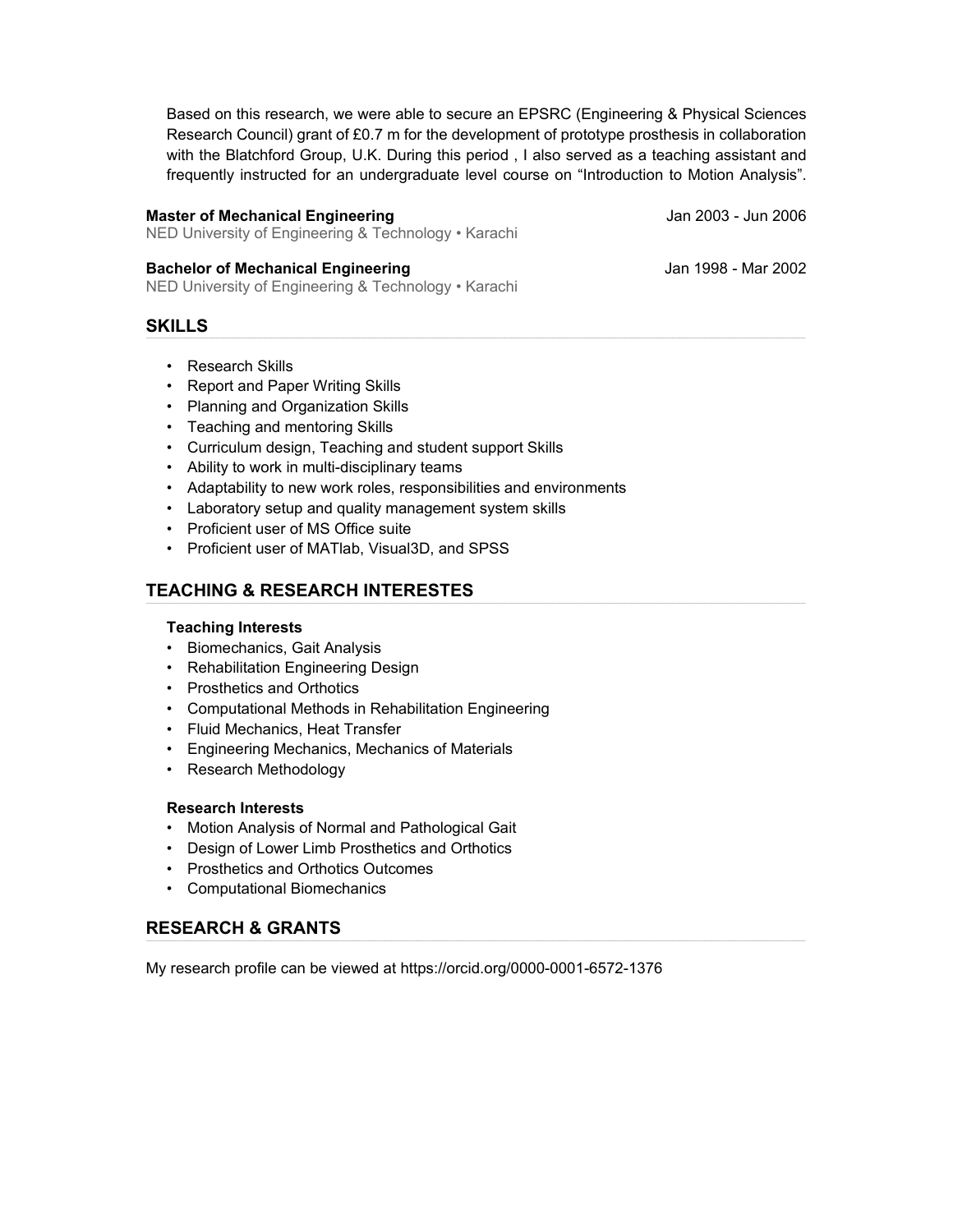Based on this research, we were able to secure an EPSRC (Engineering & Physical Sciences Research Council) grant of £0.7 m for the development of prototype prosthesis in collaboration with the Blatchford Group, U.K. During this period , I also served as a teaching assistant and frequently instructed for an undergraduate level course on “Introduction to Motion Analysis”.

**Master of Mechanical Engineering** Jan 2003 - Jun 2006
NED University of Engineering & Technology • Karachi

**Bachelor of Mechanical Engineering** Jan 1998 - Mar 2002
NED University of Engineering & Technology • Karachi

## SKILLS

- Research Skills
- Report and Paper Writing Skills
- Planning and Organization Skills
- Teaching and mentoring Skills
- Curriculum design, Teaching and student support Skills
- Ability to work in multi-disciplinary teams
- Adaptability to new work roles, responsibilities and environments
- Laboratory setup and quality management system skills
- Proficient user of MS Office suite
- Proficient user of MATlab, Visual3D, and SPSS

## TEACHING & RESEARCH INTERESTES

**Teaching Interests**

- Biomechanics, Gait Analysis
- Rehabilitation Engineering Design
- Prosthetics and Orthotics
- Computational Methods in Rehabilitation Engineering
- Fluid Mechanics, Heat Transfer
- Engineering Mechanics, Mechanics of Materials
- Research Methodology

**Research Interests**

- Motion Analysis of Normal and Pathological Gait
- Design of Lower Limb Prosthetics and Orthotics
- Prosthetics and Orthotics Outcomes
- Computational Biomechanics

## RESEARCH & GRANTS

My research profile can be viewed at https://orcid.org/0000-0001-6572-1376